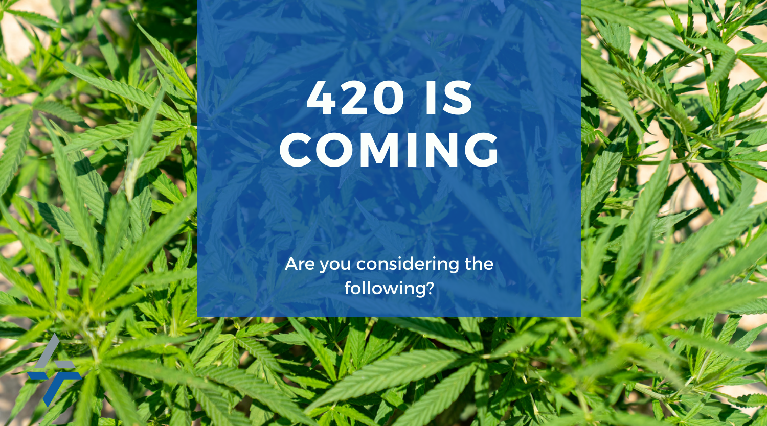# 420 IS COMING

Are you considering the following?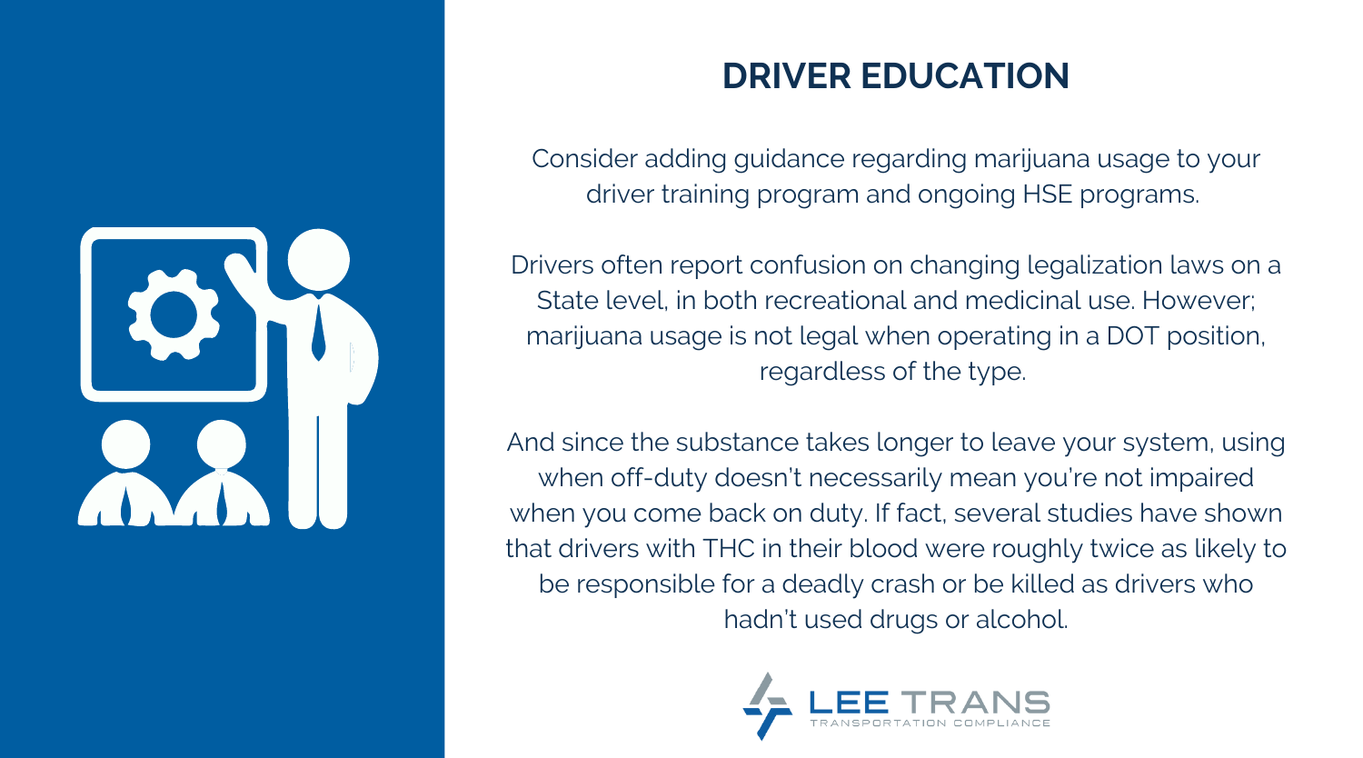# DRIVER EDUCATION

Consider adding guidance regarding marijuana usage to your driver training program and ongoing HSE programs.

Drivers often report confusion on changing legalization laws on a State level, in both recreational and medicinal use. However; marijuana usage is not legal when operating in a DOT position, regardless of the type.

And since the substance takes longer to leave your system, using when off-duty doesn't necessarily mean you're not impaired when you come back on duty. If fact, several studies have shown that drivers with THC in their blood were roughly twice as likely to be responsible for a deadly crash or be killed as drivers who hadn't used drugs or alcohol.

LEE TRANS
TRANSPORTATION COMPLIANCE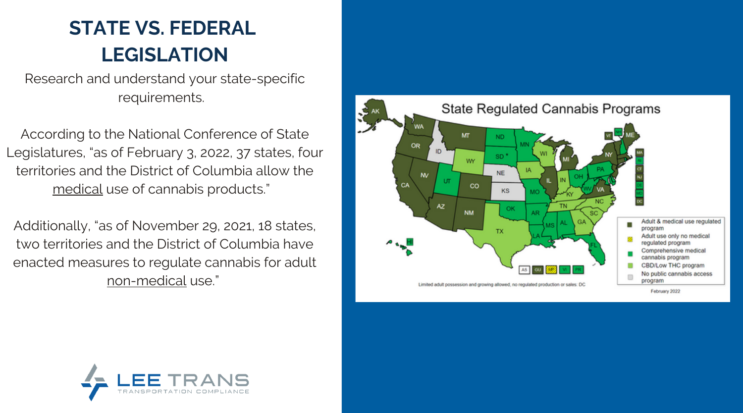# STATE VS. FEDERAL LEGISLATION

Research and understand your state-specific requirements.

According to the National Conference of State Legislatures, "as of February 3, 2022, 37 states, four territories and the District of Columbia allow the medical use of cannabis products."

Additionally, "as of November 29, 2021, 18 states, two territories and the District of Columbia have enacted measures to regulate cannabis for adult non-medical use."

State Regulated Cannabis Programs

Adult & medical use regulated program

Adult use only no medical regulated program

Comprehensive medical cannabis program

CBD/Low THC program

No public cannabis access program

Limited adult possession and growing allowed, no regulated production or sales: DC

February 2022

LEE TRANS
TRANSPORTATION COMPLIANCE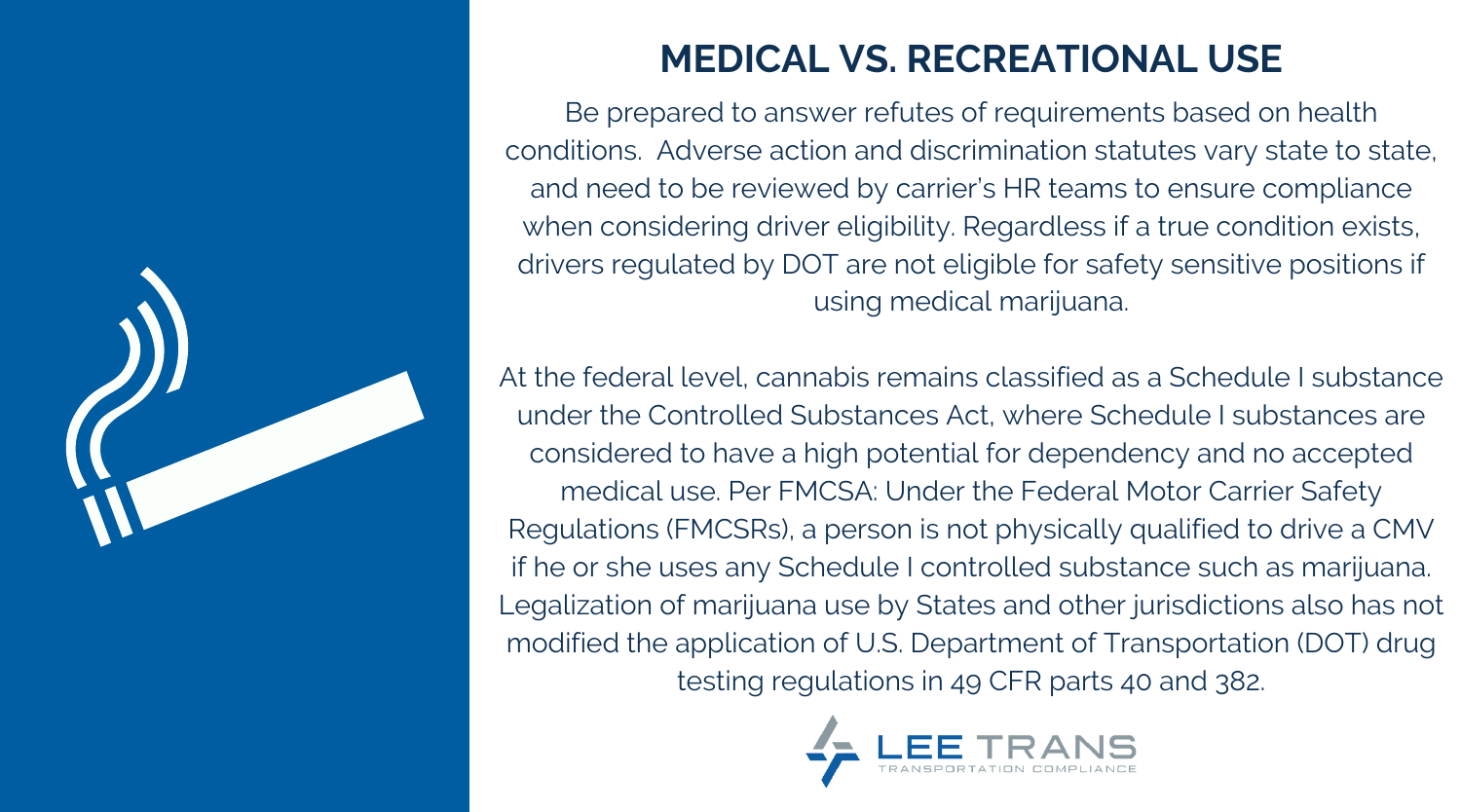# MEDICAL VS. RECREATIONAL USE

Be prepared to answer refutes of requirements based on health conditions. Adverse action and discrimination statutes vary state to state, and need to be reviewed by carrier's HR teams to ensure compliance when considering driver eligibility. Regardless if a true condition exists, drivers regulated by DOT are not eligible for safety sensitive positions if using medical marijuana.

At the federal level, cannabis remains classified as a Schedule I substance under the Controlled Substances Act, where Schedule I substances are considered to have a high potential for dependency and no accepted medical use. Per FMCSA: Under the Federal Motor Carrier Safety Regulations (FMCSRs), a person is not physically qualified to drive a CMV if he or she uses any Schedule I controlled substance such as marijuana. Legalization of marijuana use by States and other jurisdictions also has not modified the application of U.S. Department of Transportation (DOT) drug testing regulations in 49 CFR parts 40 and 382.

LEE TRANS
TRANSPORTATION COMPLIANCE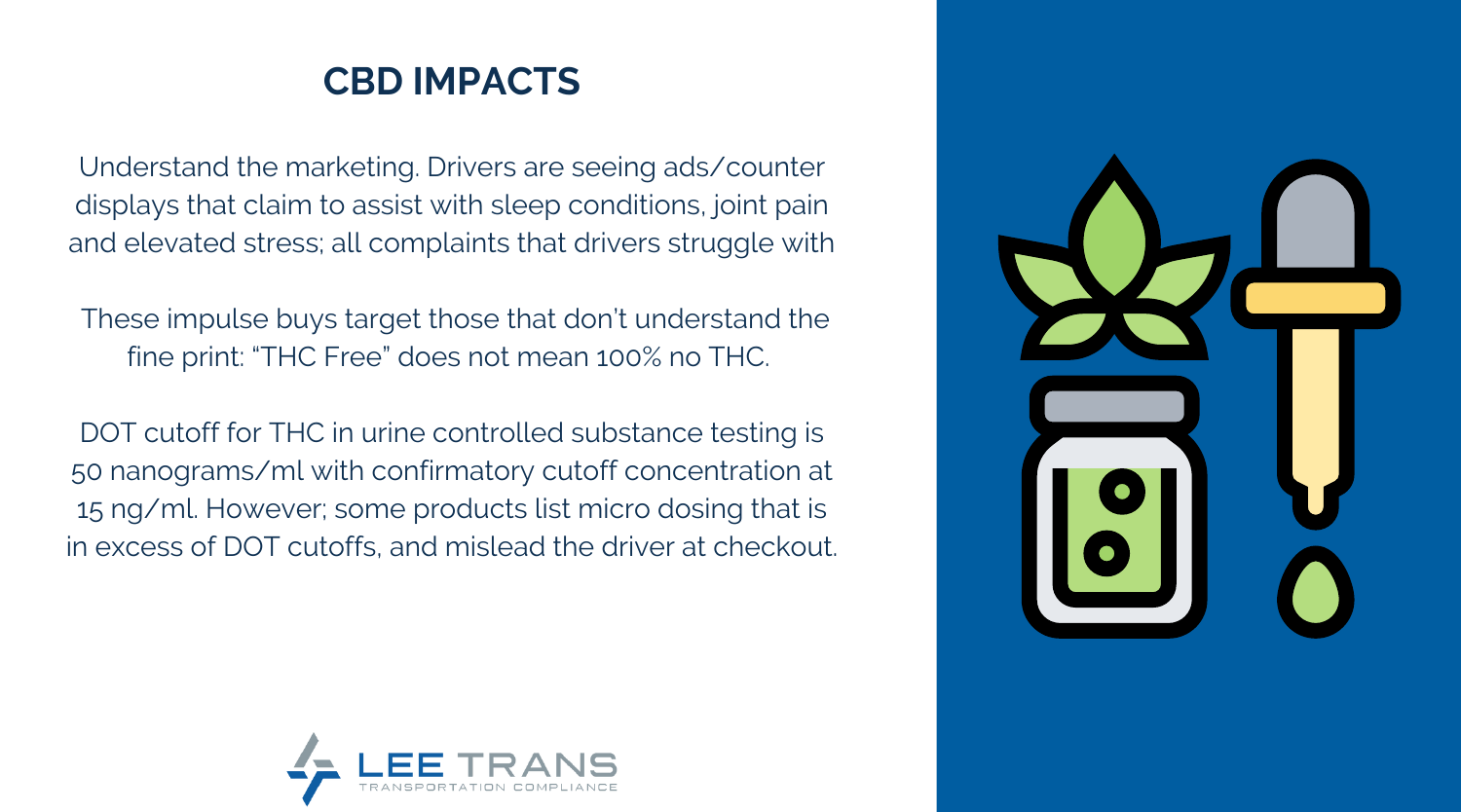# CBD IMPACTS

Understand the marketing. Drivers are seeing ads/counter displays that claim to assist with sleep conditions, joint pain and elevated stress; all complaints that drivers struggle with

These impulse buys target those that don't understand the fine print: "THC Free" does not mean 100% no THC.

DOT cutoff for THC in urine controlled substance testing is 50 nanograms/ml with confirmatory cutoff concentration at 15 ng/ml. However; some products list micro dosing that is in excess of DOT cutoffs, and mislead the driver at checkout.

LEE TRANS
TRANSPORTATION COMPLIANCE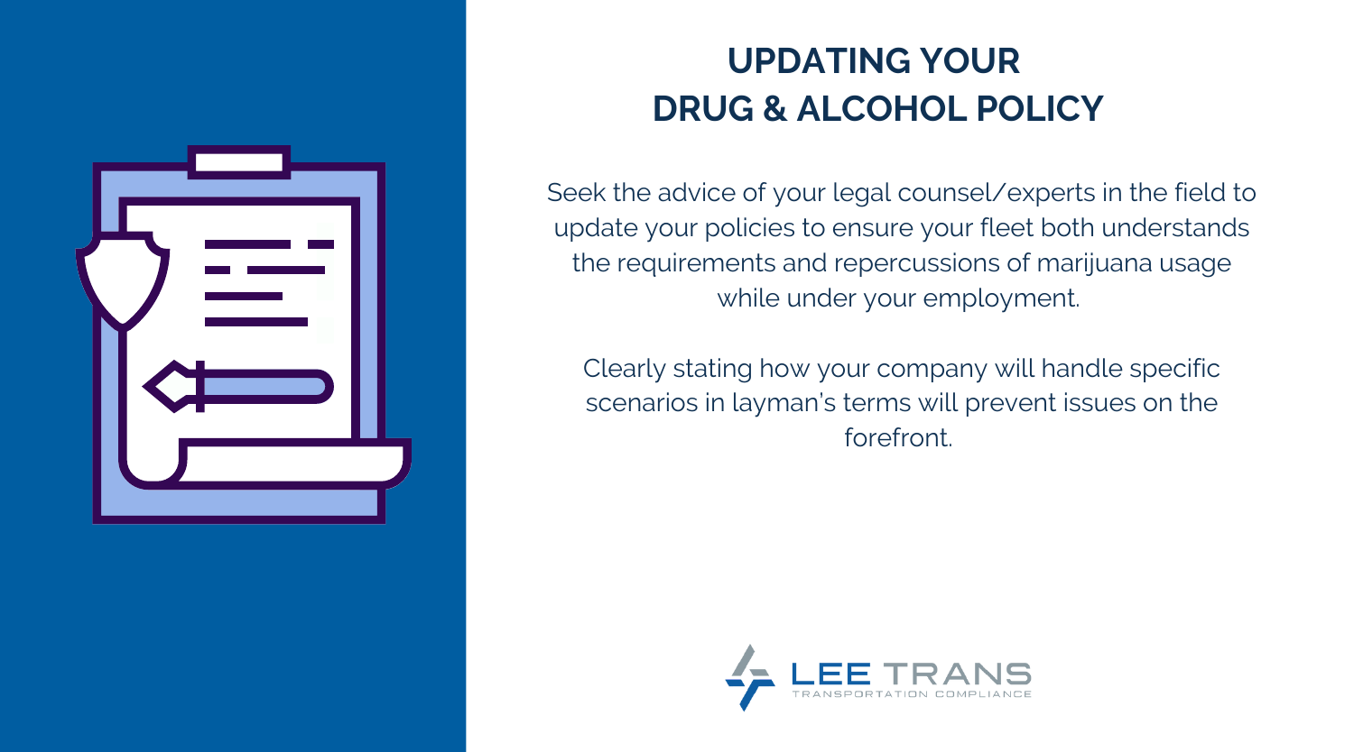# UPDATING YOUR DRUG & ALCOHOL POLICY

Seek the advice of your legal counsel/experts in the field to update your policies to ensure your fleet both understands the requirements and repercussions of marijuana usage while under your employment.

Clearly stating how your company will handle specific scenarios in layman's terms will prevent issues on the forefront.

LEE TRANS
TRANSPORTATION COMPLIANCE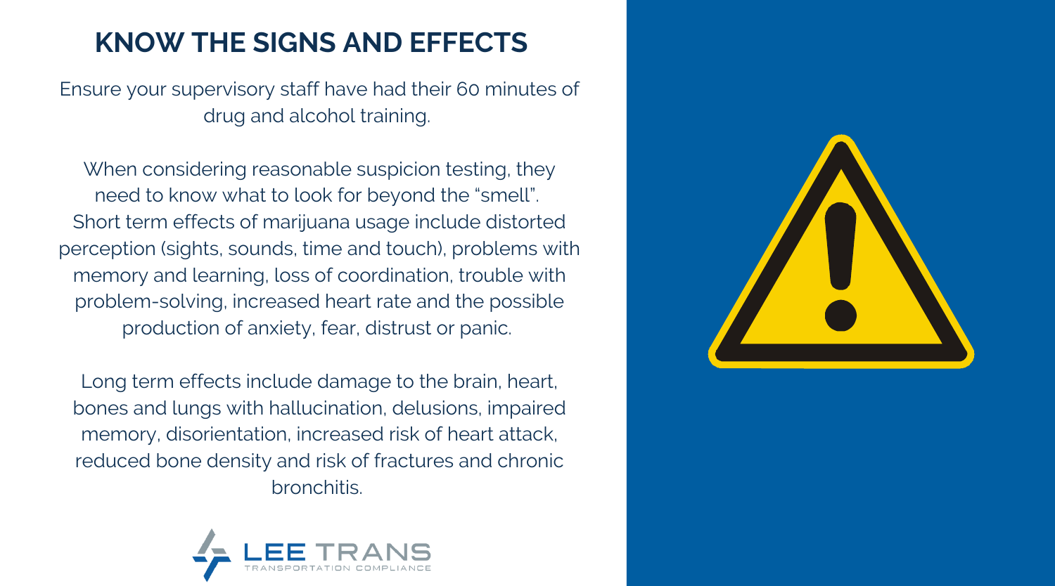# KNOW THE SIGNS AND EFFECTS

Ensure your supervisory staff have had their 60 minutes of drug and alcohol training.

When considering reasonable suspicion testing, they need to know what to look for beyond the "smell". Short term effects of marijuana usage include distorted perception (sights, sounds, time and touch), problems with memory and learning, loss of coordination, trouble with problem-solving, increased heart rate and the possible production of anxiety, fear, distrust or panic.

Long term effects include damage to the brain, heart, bones and lungs with hallucination, delusions, impaired memory, disorientation, increased risk of heart attack, reduced bone density and risk of fractures and chronic bronchitis.

LEE TRANS
TRANSPORTATION COMPLIANCE